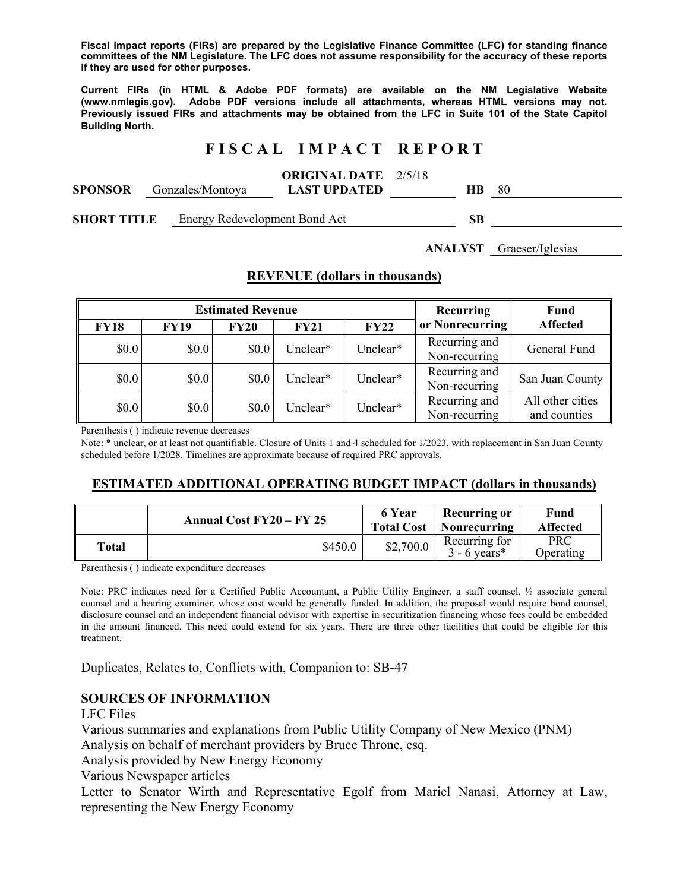**Fiscal impact reports (FIRs) are prepared by the Legislative Finance Committee (LFC) for standing finance committees of the NM Legislature. The LFC does not assume responsibility for the accuracy of these reports if they are used for other purposes.**

**Current FIRs (in HTML & Adobe PDF formats) are available on the NM Legislative Website (www.nmlegis.gov). Adobe PDF versions include all attachments, whereas HTML versions may not. Previously issued FIRs and attachments may be obtained from the LFC in Suite 101 of the State Capitol Building North.**

# F I S C A L   I M P A C T   R E P O R T

**SPONSOR** Gonzales/Montoya **ORIGINAL DATE** 2/5/18 **LAST UPDATED** **HB** 80

**SHORT TITLE** Energy Redevelopment Bond Act **SB**

**ANALYST** Graeser/Iglesias

## REVENUE (dollars in thousands)

| Estimated Revenue | | | | | Recurring or Nonrecurring | Fund Affected |
|---|---|---|---|---|---|---|
| **FY18** | **FY19** | **FY20** | **FY21** | **FY22** | | |
| $0.0 | $0.0 | $0.0 | Unclear* | Unclear* | Recurring and Non-recurring | General Fund |
| $0.0 | $0.0 | $0.0 | Unclear* | Unclear* | Recurring and Non-recurring | San Juan County |
| $0.0 | $0.0 | $0.0 | Unclear* | Unclear* | Recurring and Non-recurring | All other cities and counties |

Parenthesis ( ) indicate revenue decreases

Note: * unclear, or at least not quantifiable. Closure of Units 1 and 4 scheduled for 1/2023, with replacement in San Juan County scheduled before 1/2028. Timelines are approximate because of required PRC approvals.

## ESTIMATED ADDITIONAL OPERATING BUDGET IMPACT (dollars in thousands)

| | Annual Cost FY20 – FY 25 | 6 Year Total Cost | Recurring or Nonrecurring | Fund Affected |
|---|---|---|---|---|
| **Total** | $450.0 | $2,700.0 | Recurring for 3 - 6 years* | PRC Operating |

Parenthesis ( ) indicate expenditure decreases

Note: PRC indicates need for a Certified Public Accountant, a Public Utility Engineer, a staff counsel, ½ associate general counsel and a hearing examiner, whose cost would be generally funded. In addition, the proposal would require bond counsel, disclosure counsel and an independent financial advisor with expertise in securitization financing whose fees could be embedded in the amount financed. This need could extend for six years. There are three other facilities that could be eligible for this treatment.

Duplicates, Relates to, Conflicts with, Companion to: SB-47

### SOURCES OF INFORMATION

LFC Files

Various summaries and explanations from Public Utility Company of New Mexico (PNM)

Analysis on behalf of merchant providers by Bruce Throne, esq.

Analysis provided by New Energy Economy

Various Newspaper articles

Letter to Senator Wirth and Representative Egolf from Mariel Nanasi, Attorney at Law, representing the New Energy Economy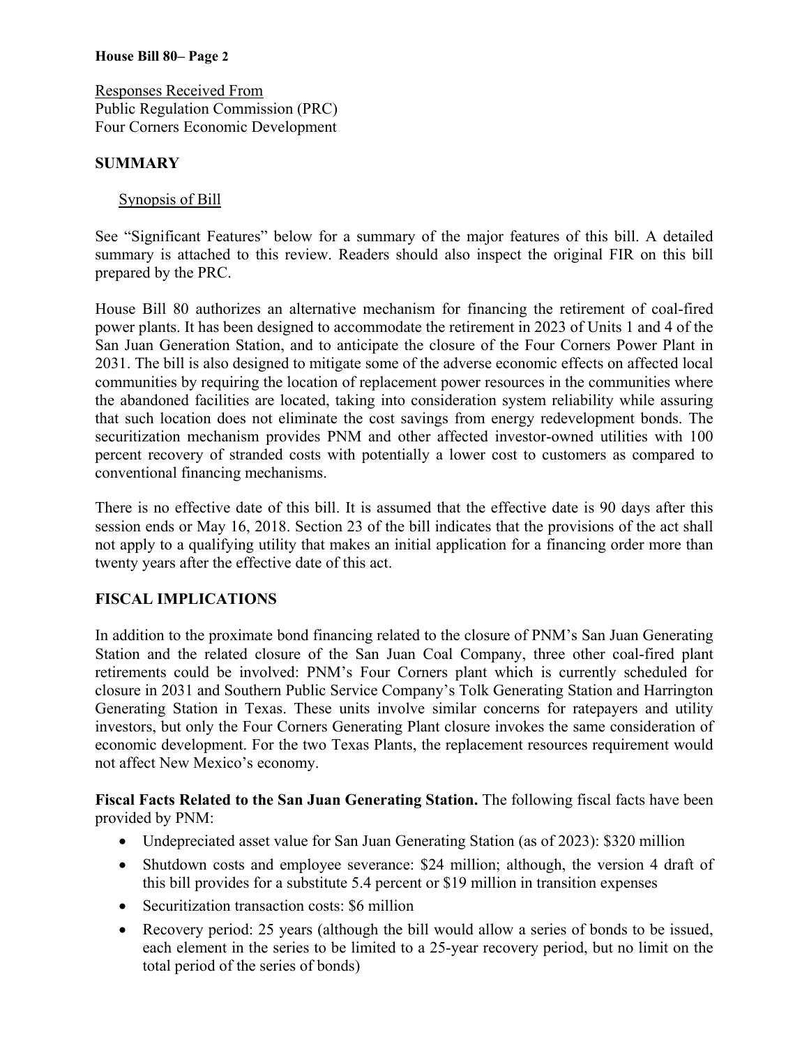Responses Received From
Public Regulation Commission (PRC)
Four Corners Economic Development

## SUMMARY

### Synopsis of Bill

See "Significant Features" below for a summary of the major features of this bill. A detailed summary is attached to this review. Readers should also inspect the original FIR on this bill prepared by the PRC.

House Bill 80 authorizes an alternative mechanism for financing the retirement of coal-fired power plants. It has been designed to accommodate the retirement in 2023 of Units 1 and 4 of the San Juan Generation Station, and to anticipate the closure of the Four Corners Power Plant in 2031. The bill is also designed to mitigate some of the adverse economic effects on affected local communities by requiring the location of replacement power resources in the communities where the abandoned facilities are located, taking into consideration system reliability while assuring that such location does not eliminate the cost savings from energy redevelopment bonds. The securitization mechanism provides PNM and other affected investor-owned utilities with 100 percent recovery of stranded costs with potentially a lower cost to customers as compared to conventional financing mechanisms.

There is no effective date of this bill. It is assumed that the effective date is 90 days after this session ends or May 16, 2018. Section 23 of the bill indicates that the provisions of the act shall not apply to a qualifying utility that makes an initial application for a financing order more than twenty years after the effective date of this act.

## FISCAL IMPLICATIONS

In addition to the proximate bond financing related to the closure of PNM's San Juan Generating Station and the related closure of the San Juan Coal Company, three other coal-fired plant retirements could be involved: PNM's Four Corners plant which is currently scheduled for closure in 2031 and Southern Public Service Company's Tolk Generating Station and Harrington Generating Station in Texas. These units involve similar concerns for ratepayers and utility investors, but only the Four Corners Generating Plant closure invokes the same consideration of economic development. For the two Texas Plants, the replacement resources requirement would not affect New Mexico's economy.

**Fiscal Facts Related to the San Juan Generating Station.** The following fiscal facts have been provided by PNM:

- Undepreciated asset value for San Juan Generating Station (as of 2023): $320 million
- Shutdown costs and employee severance: $24 million; although, the version 4 draft of this bill provides for a substitute 5.4 percent or $19 million in transition expenses
- Securitization transaction costs: $6 million
- Recovery period: 25 years (although the bill would allow a series of bonds to be issued, each element in the series to be limited to a 25-year recovery period, but no limit on the total period of the series of bonds)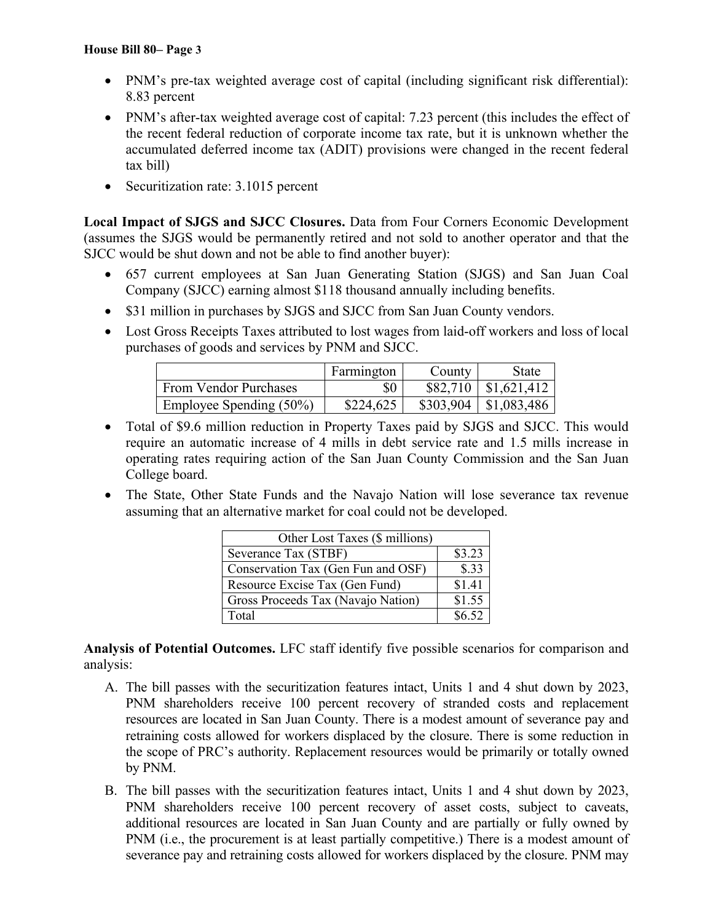- PNM's pre-tax weighted average cost of capital (including significant risk differential): 8.83 percent
- PNM's after-tax weighted average cost of capital: 7.23 percent (this includes the effect of the recent federal reduction of corporate income tax rate, but it is unknown whether the accumulated deferred income tax (ADIT) provisions were changed in the recent federal tax bill)
- Securitization rate: 3.1015 percent

**Local Impact of SJGS and SJCC Closures.** Data from Four Corners Economic Development (assumes the SJGS would be permanently retired and not sold to another operator and that the SJCC would be shut down and not be able to find another buyer):

- 657 current employees at San Juan Generating Station (SJGS) and San Juan Coal Company (SJCC) earning almost $118 thousand annually including benefits.
- $31 million in purchases by SJGS and SJCC from San Juan County vendors.
- Lost Gross Receipts Taxes attributed to lost wages from laid-off workers and loss of local purchases of goods and services by PNM and SJCC.

| | Farmington | County | State |
|---|---|---|---|
| From Vendor Purchases | $0 | $82,710 | $1,621,412 |
| Employee Spending (50%) | $224,625 | $303,904 | $1,083,486 |

- Total of $9.6 million reduction in Property Taxes paid by SJGS and SJCC. This would require an automatic increase of 4 mills in debt service rate and 1.5 mills increase in operating rates requiring action of the San Juan County Commission and the San Juan College board.
- The State, Other State Funds and the Navajo Nation will lose severance tax revenue assuming that an alternative market for coal could not be developed.

| Other Lost Taxes ($ millions) | |
|---|---|
| Severance Tax (STBF) | $3.23 |
| Conservation Tax (Gen Fun and OSF) | $.33 |
| Resource Excise Tax (Gen Fund) | $1.41 |
| Gross Proceeds Tax (Navajo Nation) | $1.55 |
| Total | $6.52 |

**Analysis of Potential Outcomes.** LFC staff identify five possible scenarios for comparison and analysis:

A. The bill passes with the securitization features intact, Units 1 and 4 shut down by 2023, PNM shareholders receive 100 percent recovery of stranded costs and replacement resources are located in San Juan County. There is a modest amount of severance pay and retraining costs allowed for workers displaced by the closure. There is some reduction in the scope of PRC's authority. Replacement resources would be primarily or totally owned by PNM.

B. The bill passes with the securitization features intact, Units 1 and 4 shut down by 2023, PNM shareholders receive 100 percent recovery of asset costs, subject to caveats, additional resources are located in San Juan County and are partially or fully owned by PNM (i.e., the procurement is at least partially competitive.) There is a modest amount of severance pay and retraining costs allowed for workers displaced by the closure. PNM may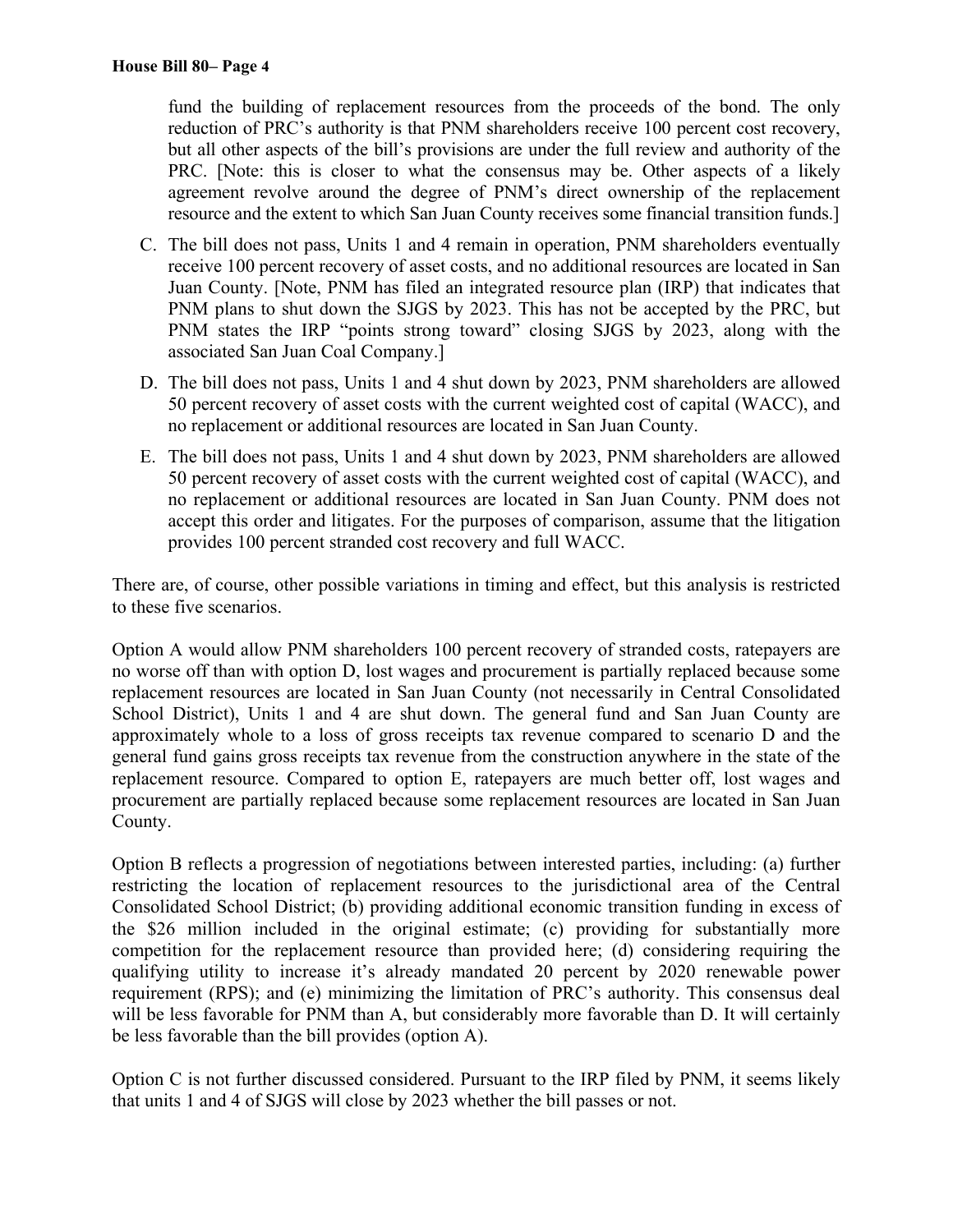fund the building of replacement resources from the proceeds of the bond. The only reduction of PRC's authority is that PNM shareholders receive 100 percent cost recovery, but all other aspects of the bill's provisions are under the full review and authority of the PRC. [Note: this is closer to what the consensus may be. Other aspects of a likely agreement revolve around the degree of PNM's direct ownership of the replacement resource and the extent to which San Juan County receives some financial transition funds.]

C. The bill does not pass, Units 1 and 4 remain in operation, PNM shareholders eventually receive 100 percent recovery of asset costs, and no additional resources are located in San Juan County. [Note, PNM has filed an integrated resource plan (IRP) that indicates that PNM plans to shut down the SJGS by 2023. This has not be accepted by the PRC, but PNM states the IRP "points strong toward" closing SJGS by 2023, along with the associated San Juan Coal Company.]

D. The bill does not pass, Units 1 and 4 shut down by 2023, PNM shareholders are allowed 50 percent recovery of asset costs with the current weighted cost of capital (WACC), and no replacement or additional resources are located in San Juan County.

E. The bill does not pass, Units 1 and 4 shut down by 2023, PNM shareholders are allowed 50 percent recovery of asset costs with the current weighted cost of capital (WACC), and no replacement or additional resources are located in San Juan County. PNM does not accept this order and litigates. For the purposes of comparison, assume that the litigation provides 100 percent stranded cost recovery and full WACC.

There are, of course, other possible variations in timing and effect, but this analysis is restricted to these five scenarios.

Option A would allow PNM shareholders 100 percent recovery of stranded costs, ratepayers are no worse off than with option D, lost wages and procurement is partially replaced because some replacement resources are located in San Juan County (not necessarily in Central Consolidated School District), Units 1 and 4 are shut down. The general fund and San Juan County are approximately whole to a loss of gross receipts tax revenue compared to scenario D and the general fund gains gross receipts tax revenue from the construction anywhere in the state of the replacement resource. Compared to option E, ratepayers are much better off, lost wages and procurement are partially replaced because some replacement resources are located in San Juan County.

Option B reflects a progression of negotiations between interested parties, including: (a) further restricting the location of replacement resources to the jurisdictional area of the Central Consolidated School District; (b) providing additional economic transition funding in excess of the $26 million included in the original estimate; (c) providing for substantially more competition for the replacement resource than provided here; (d) considering requiring the qualifying utility to increase it's already mandated 20 percent by 2020 renewable power requirement (RPS); and (e) minimizing the limitation of PRC's authority. This consensus deal will be less favorable for PNM than A, but considerably more favorable than D. It will certainly be less favorable than the bill provides (option A).

Option C is not further discussed considered. Pursuant to the IRP filed by PNM, it seems likely that units 1 and 4 of SJGS will close by 2023 whether the bill passes or not.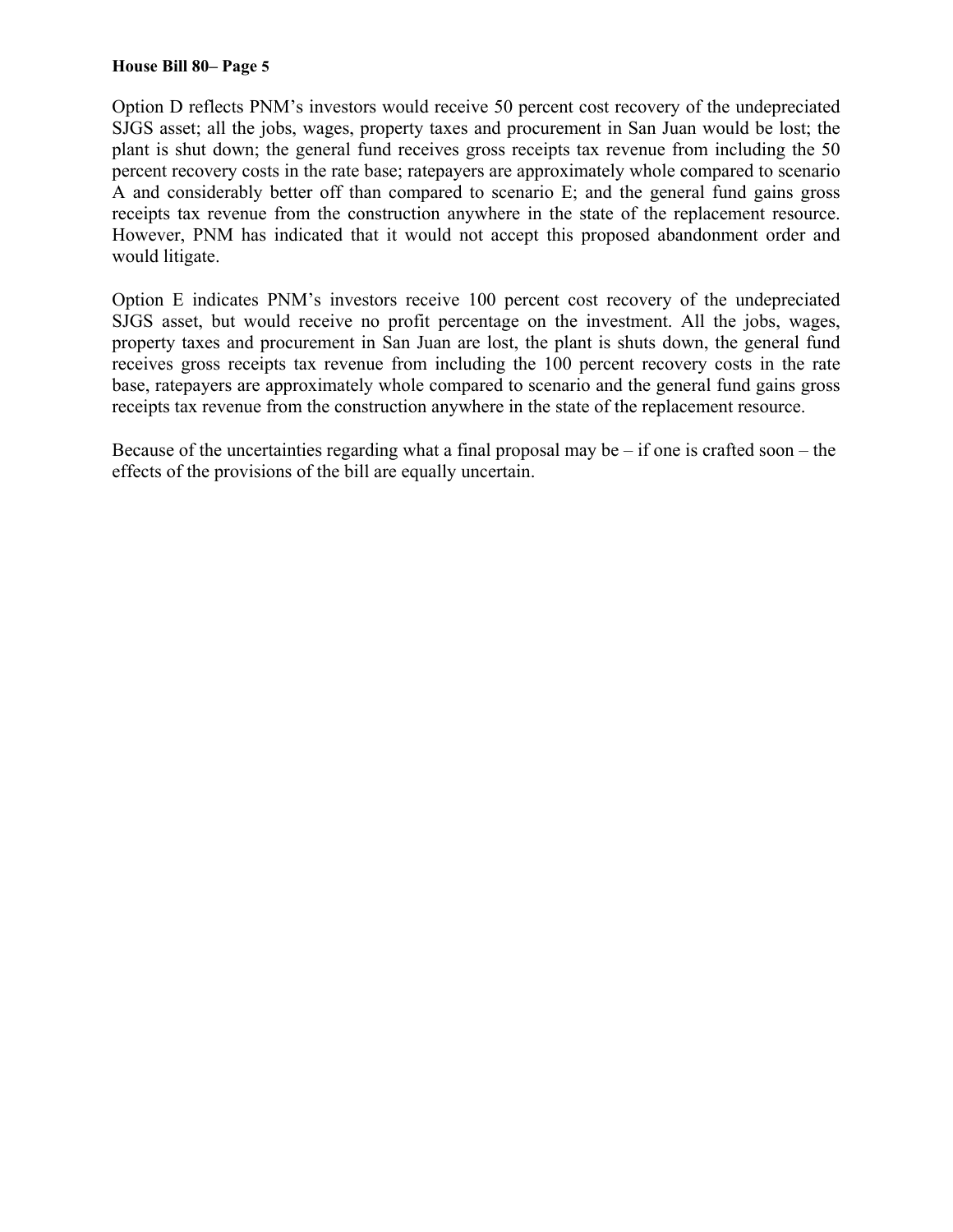Option D reflects PNM's investors would receive 50 percent cost recovery of the undepreciated SJGS asset; all the jobs, wages, property taxes and procurement in San Juan would be lost; the plant is shut down; the general fund receives gross receipts tax revenue from including the 50 percent recovery costs in the rate base; ratepayers are approximately whole compared to scenario A and considerably better off than compared to scenario E; and the general fund gains gross receipts tax revenue from the construction anywhere in the state of the replacement resource. However, PNM has indicated that it would not accept this proposed abandonment order and would litigate.

Option E indicates PNM's investors receive 100 percent cost recovery of the undepreciated SJGS asset, but would receive no profit percentage on the investment. All the jobs, wages, property taxes and procurement in San Juan are lost, the plant is shuts down, the general fund receives gross receipts tax revenue from including the 100 percent recovery costs in the rate base, ratepayers are approximately whole compared to scenario and the general fund gains gross receipts tax revenue from the construction anywhere in the state of the replacement resource.

Because of the uncertainties regarding what a final proposal may be – if one is crafted soon – the effects of the provisions of the bill are equally uncertain.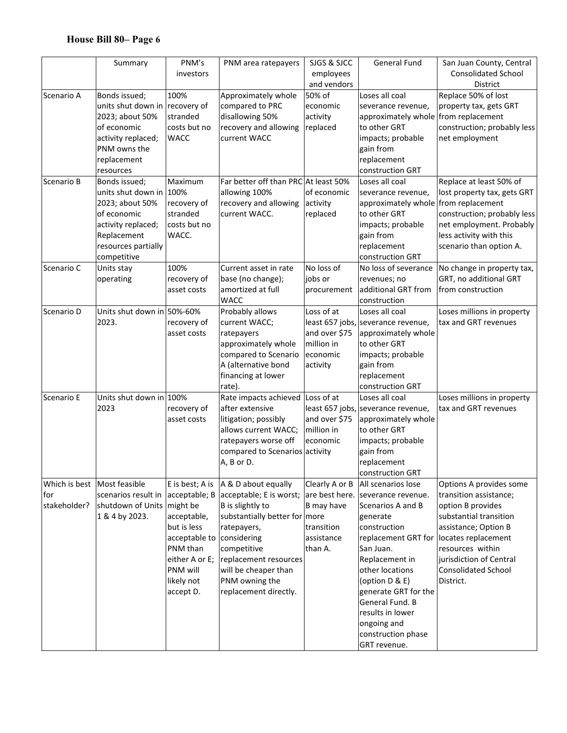| | Summary | PNM's investors | PNM area ratepayers | SJGS & SJCC employees and vendors | General Fund | San Juan County, Central Consolidated School District |
|---|---|---|---|---|---|---|
| Scenario A | Bonds issued; units shut down in 2023; about 50% of economic activity replaced; PNM owns the replacement resources | 100% recovery of stranded costs but no WACC | Approximately whole compared to PRC disallowing 50% recovery and allowing current WACC | 50% of economic activity replaced | Loses all coal severance revenue, approximately whole to other GRT impacts; probable gain from replacement construction GRT | Replace 50% of lost property tax, gets GRT from replacement construction; probably less net employment |
| Scenario B | Bonds issued; units shut down in 2023; about 50% of economic activity replaced; Replacement resources partially competitive | Maximum 100% recovery of stranded costs but no WACC. | Far better off than PRC allowing 100% recovery and allowing current WACC. | At least 50% of economic activity replaced | Loses all coal severance revenue, approximately whole to other GRT impacts; probable gain from replacement construction GRT | Replace at least 50% of lost property tax, gets GRT from replacement construction; probably less net employment. Probably less activity with this scenario than option A. |
| Scenario C | Units stay operating | 100% recovery of asset costs | Current asset in rate base (no change); amortized at full WACC | No loss of jobs or procurement | No loss of severance revenues; no additional GRT from construction | No change in property tax, GRT, no additional GRT from construction |
| Scenario D | Units shut down in 2023. | 50%-60% recovery of asset costs | Probably allows current WACC; ratepayers approximately whole compared to Scenario A (alternative bond financing at lower rate). | Loss of at least 657 jobs, and over $75 million in economic activity | Loses all coal severance revenue, approximately whole to other GRT impacts; probable gain from replacement construction GRT | Loses millions in property tax and GRT revenues |
| Scenario E | Units shut down in 2023 | 100% recovery of asset costs | Rate impacts achieved after extensive litigation; possibly allows current WACC; ratepayers worse off compared to Scenarios A, B or D. | Loss of at least 657 jobs, and over $75 million in economic activity | Loses all coal severance revenue, approximately whole to other GRT impacts; probable gain from replacement construction GRT | Loses millions in property tax and GRT revenues |
| Which is best for stakeholder? | Most feasible scenarios result in shutdown of Units 1 & 4 by 2023. | E is best; A is acceptable; B might be acceptable, but is less acceptable to PNM than either A or E; PNM will likely not accept D. | A & D about equally acceptable; E is worst; B is slightly to substantially better for ratepayers, considering competitive replacement resources will be cheaper than PNM owning the replacement directly. | Clearly A or B are best here. B may have more transition assistance than A. | All scenarios lose severance revenue. Scenarios A and B generate construction replacement GRT for San Juan. Replacement in other locations (option D & E) generate GRT for the General Fund. B results in lower ongoing and construction phase GRT revenue. | Options A provides some transition assistance; option B provides substantial transition assistance; Option B locates replacement resources within jurisdiction of Central Consolidated School District. |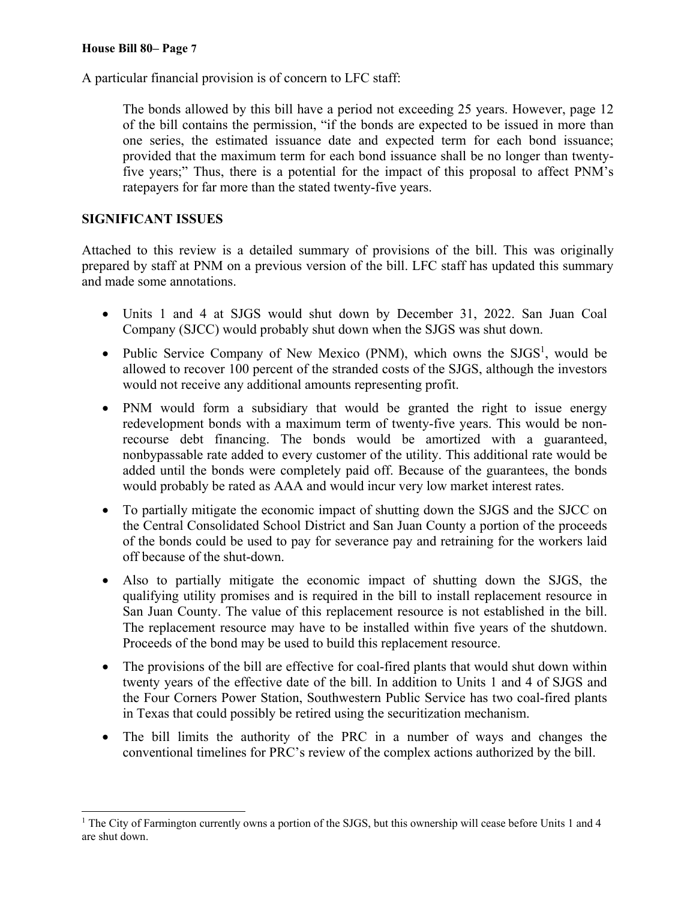A particular financial provision is of concern to LFC staff:

> The bonds allowed by this bill have a period not exceeding 25 years. However, page 12 of the bill contains the permission, "if the bonds are expected to be issued in more than one series, the estimated issuance date and expected term for each bond issuance; provided that the maximum term for each bond issuance shall be no longer than twenty-five years;" Thus, there is a potential for the impact of this proposal to affect PNM's ratepayers for far more than the stated twenty-five years.

## SIGNIFICANT ISSUES

Attached to this review is a detailed summary of provisions of the bill. This was originally prepared by staff at PNM on a previous version of the bill. LFC staff has updated this summary and made some annotations.

- Units 1 and 4 at SJGS would shut down by December 31, 2022. San Juan Coal Company (SJCC) would probably shut down when the SJGS was shut down.
- Public Service Company of New Mexico (PNM), which owns the SJGS[1], would be allowed to recover 100 percent of the stranded costs of the SJGS, although the investors would not receive any additional amounts representing profit.
- PNM would form a subsidiary that would be granted the right to issue energy redevelopment bonds with a maximum term of twenty-five years. This would be non-recourse debt financing. The bonds would be amortized with a guaranteed, nonbypassable rate added to every customer of the utility. This additional rate would be added until the bonds were completely paid off. Because of the guarantees, the bonds would probably be rated as AAA and would incur very low market interest rates.
- To partially mitigate the economic impact of shutting down the SJGS and the SJCC on the Central Consolidated School District and San Juan County a portion of the proceeds of the bonds could be used to pay for severance pay and retraining for the workers laid off because of the shut-down.
- Also to partially mitigate the economic impact of shutting down the SJGS, the qualifying utility promises and is required in the bill to install replacement resource in San Juan County. The value of this replacement resource is not established in the bill. The replacement resource may have to be installed within five years of the shutdown. Proceeds of the bond may be used to build this replacement resource.
- The provisions of the bill are effective for coal-fired plants that would shut down within twenty years of the effective date of the bill. In addition to Units 1 and 4 of SJGS and the Four Corners Power Station, Southwestern Public Service has two coal-fired plants in Texas that could possibly be retired using the securitization mechanism.
- The bill limits the authority of the PRC in a number of ways and changes the conventional timelines for PRC's review of the complex actions authorized by the bill.

[1] The City of Farmington currently owns a portion of the SJGS, but this ownership will cease before Units 1 and 4 are shut down.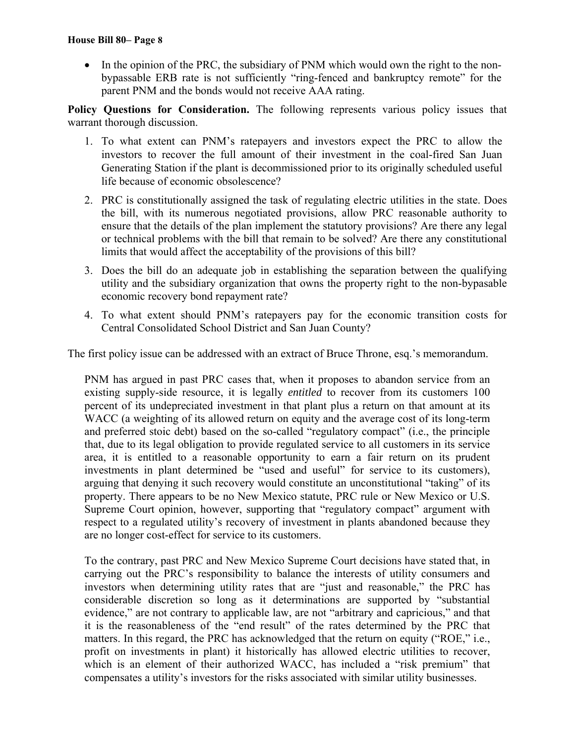- In the opinion of the PRC, the subsidiary of PNM which would own the right to the non-bypassable ERB rate is not sufficiently "ring-fenced and bankruptcy remote" for the parent PNM and the bonds would not receive AAA rating.

**Policy Questions for Consideration.** The following represents various policy issues that warrant thorough discussion.

1. To what extent can PNM's ratepayers and investors expect the PRC to allow the investors to recover the full amount of their investment in the coal-fired San Juan Generating Station if the plant is decommissioned prior to its originally scheduled useful life because of economic obsolescence?
2. PRC is constitutionally assigned the task of regulating electric utilities in the state. Does the bill, with its numerous negotiated provisions, allow PRC reasonable authority to ensure that the details of the plan implement the statutory provisions? Are there any legal or technical problems with the bill that remain to be solved? Are there any constitutional limits that would affect the acceptability of the provisions of this bill?
3. Does the bill do an adequate job in establishing the separation between the qualifying utility and the subsidiary organization that owns the property right to the non-bypasable economic recovery bond repayment rate?
4. To what extent should PNM's ratepayers pay for the economic transition costs for Central Consolidated School District and San Juan County?

The first policy issue can be addressed with an extract of Bruce Throne, esq.'s memorandum.

> PNM has argued in past PRC cases that, when it proposes to abandon service from an existing supply-side resource, it is legally *entitled* to recover from its customers 100 percent of its undepreciated investment in that plant plus a return on that amount at its WACC (a weighting of its allowed return on equity and the average cost of its long-term and preferred stoic debt) based on the so-called "regulatory compact" (i.e., the principle that, due to its legal obligation to provide regulated service to all customers in its service area, it is entitled to a reasonable opportunity to earn a fair return on its prudent investments in plant determined be "used and useful" for service to its customers), arguing that denying it such recovery would constitute an unconstitutional "taking" of its property. There appears to be no New Mexico statute, PRC rule or New Mexico or U.S. Supreme Court opinion, however, supporting that "regulatory compact" argument with respect to a regulated utility's recovery of investment in plants abandoned because they are no longer cost-effect for service to its customers.
>
> To the contrary, past PRC and New Mexico Supreme Court decisions have stated that, in carrying out the PRC's responsibility to balance the interests of utility consumers and investors when determining utility rates that are "just and reasonable," the PRC has considerable discretion so long as it determinations are supported by "substantial evidence," are not contrary to applicable law, are not "arbitrary and capricious," and that it is the reasonableness of the "end result" of the rates determined by the PRC that matters. In this regard, the PRC has acknowledged that the return on equity ("ROE," i.e., profit on investments in plant) it historically has allowed electric utilities to recover, which is an element of their authorized WACC, has included a "risk premium" that compensates a utility's investors for the risks associated with similar utility businesses.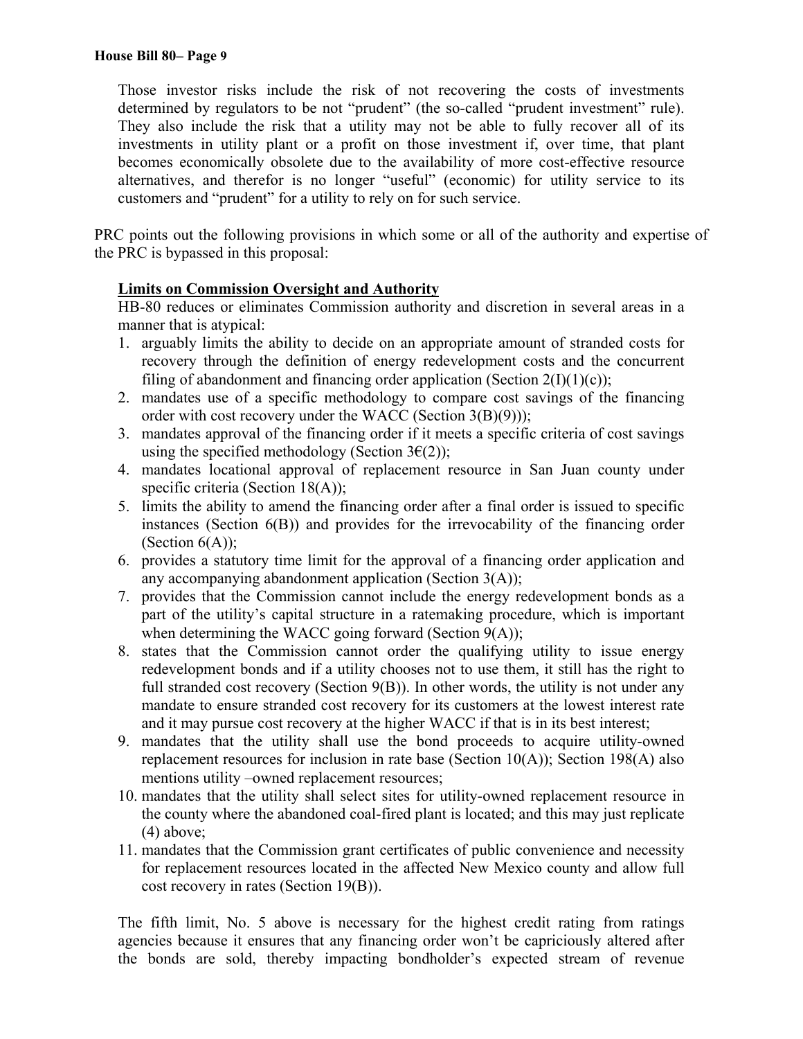Those investor risks include the risk of not recovering the costs of investments determined by regulators to be not "prudent" (the so-called "prudent investment" rule). They also include the risk that a utility may not be able to fully recover all of its investments in utility plant or a profit on those investment if, over time, that plant becomes economically obsolete due to the availability of more cost-effective resource alternatives, and therefor is no longer "useful" (economic) for utility service to its customers and "prudent" for a utility to rely on for such service.

PRC points out the following provisions in which some or all of the authority and expertise of the PRC is bypassed in this proposal:

**Limits on Commission Oversight and Authority**

HB-80 reduces or eliminates Commission authority and discretion in several areas in a manner that is atypical:

1. arguably limits the ability to decide on an appropriate amount of stranded costs for recovery through the definition of energy redevelopment costs and the concurrent filing of abandonment and financing order application (Section 2(I)(1)(c));
2. mandates use of a specific methodology to compare cost savings of the financing order with cost recovery under the WACC (Section 3(B)(9)));
3. mandates approval of the financing order if it meets a specific criteria of cost savings using the specified methodology (Section 3€(2));
4. mandates locational approval of replacement resource in San Juan county under specific criteria (Section 18(A));
5. limits the ability to amend the financing order after a final order is issued to specific instances (Section 6(B)) and provides for the irrevocability of the financing order (Section 6(A));
6. provides a statutory time limit for the approval of a financing order application and any accompanying abandonment application (Section 3(A));
7. provides that the Commission cannot include the energy redevelopment bonds as a part of the utility's capital structure in a ratemaking procedure, which is important when determining the WACC going forward (Section 9(A));
8. states that the Commission cannot order the qualifying utility to issue energy redevelopment bonds and if a utility chooses not to use them, it still has the right to full stranded cost recovery (Section 9(B)). In other words, the utility is not under any mandate to ensure stranded cost recovery for its customers at the lowest interest rate and it may pursue cost recovery at the higher WACC if that is in its best interest;
9. mandates that the utility shall use the bond proceeds to acquire utility-owned replacement resources for inclusion in rate base (Section 10(A)); Section 198(A) also mentions utility –owned replacement resources;
10. mandates that the utility shall select sites for utility-owned replacement resource in the county where the abandoned coal-fired plant is located; and this may just replicate (4) above;
11. mandates that the Commission grant certificates of public convenience and necessity for replacement resources located in the affected New Mexico county and allow full cost recovery in rates (Section 19(B)).

The fifth limit, No. 5 above is necessary for the highest credit rating from ratings agencies because it ensures that any financing order won't be capriciously altered after the bonds are sold, thereby impacting bondholder's expected stream of revenue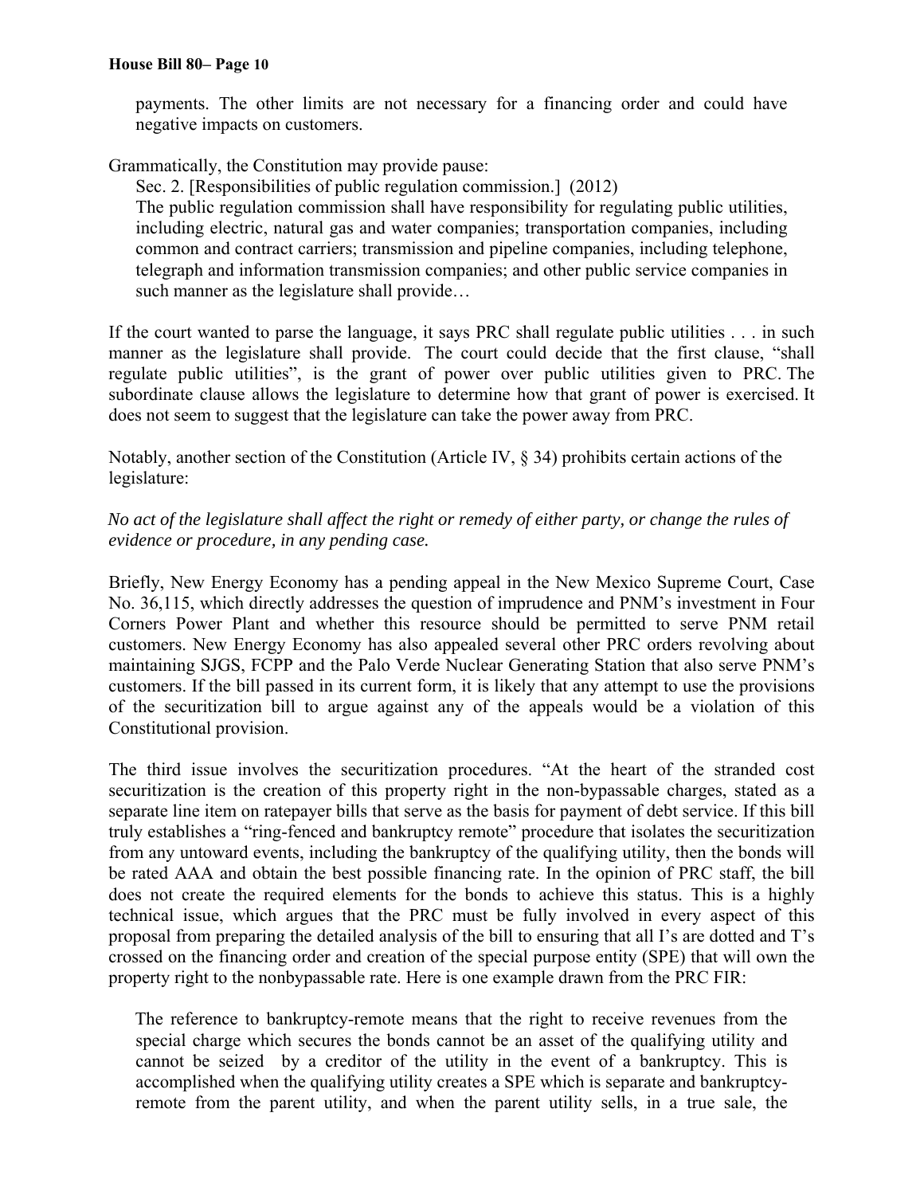payments. The other limits are not necessary for a financing order and could have negative impacts on customers.

Grammatically, the Constitution may provide pause:

> Sec. 2. [Responsibilities of public regulation commission.] (2012)
>
> The public regulation commission shall have responsibility for regulating public utilities, including electric, natural gas and water companies; transportation companies, including common and contract carriers; transmission and pipeline companies, including telephone, telegraph and information transmission companies; and other public service companies in such manner as the legislature shall provide…

If the court wanted to parse the language, it says PRC shall regulate public utilities . . . in such manner as the legislature shall provide. The court could decide that the first clause, "shall regulate public utilities", is the grant of power over public utilities given to PRC. The subordinate clause allows the legislature to determine how that grant of power is exercised. It does not seem to suggest that the legislature can take the power away from PRC.

Notably, another section of the Constitution (Article IV, § 34) prohibits certain actions of the legislature:

*No act of the legislature shall affect the right or remedy of either party, or change the rules of evidence or procedure, in any pending case.*

Briefly, New Energy Economy has a pending appeal in the New Mexico Supreme Court, Case No. 36,115, which directly addresses the question of imprudence and PNM's investment in Four Corners Power Plant and whether this resource should be permitted to serve PNM retail customers. New Energy Economy has also appealed several other PRC orders revolving about maintaining SJGS, FCPP and the Palo Verde Nuclear Generating Station that also serve PNM's customers. If the bill passed in its current form, it is likely that any attempt to use the provisions of the securitization bill to argue against any of the appeals would be a violation of this Constitutional provision.

The third issue involves the securitization procedures. "At the heart of the stranded cost securitization is the creation of this property right in the non-bypassable charges, stated as a separate line item on ratepayer bills that serve as the basis for payment of debt service. If this bill truly establishes a "ring-fenced and bankruptcy remote" procedure that isolates the securitization from any untoward events, including the bankruptcy of the qualifying utility, then the bonds will be rated AAA and obtain the best possible financing rate. In the opinion of PRC staff, the bill does not create the required elements for the bonds to achieve this status. This is a highly technical issue, which argues that the PRC must be fully involved in every aspect of this proposal from preparing the detailed analysis of the bill to ensuring that all I's are dotted and T's crossed on the financing order and creation of the special purpose entity (SPE) that will own the property right to the nonbypassable rate. Here is one example drawn from the PRC FIR:

> The reference to bankruptcy-remote means that the right to receive revenues from the special charge which secures the bonds cannot be an asset of the qualifying utility and cannot be seized by a creditor of the utility in the event of a bankruptcy. This is accomplished when the qualifying utility creates a SPE which is separate and bankruptcy-remote from the parent utility, and when the parent utility sells, in a true sale, the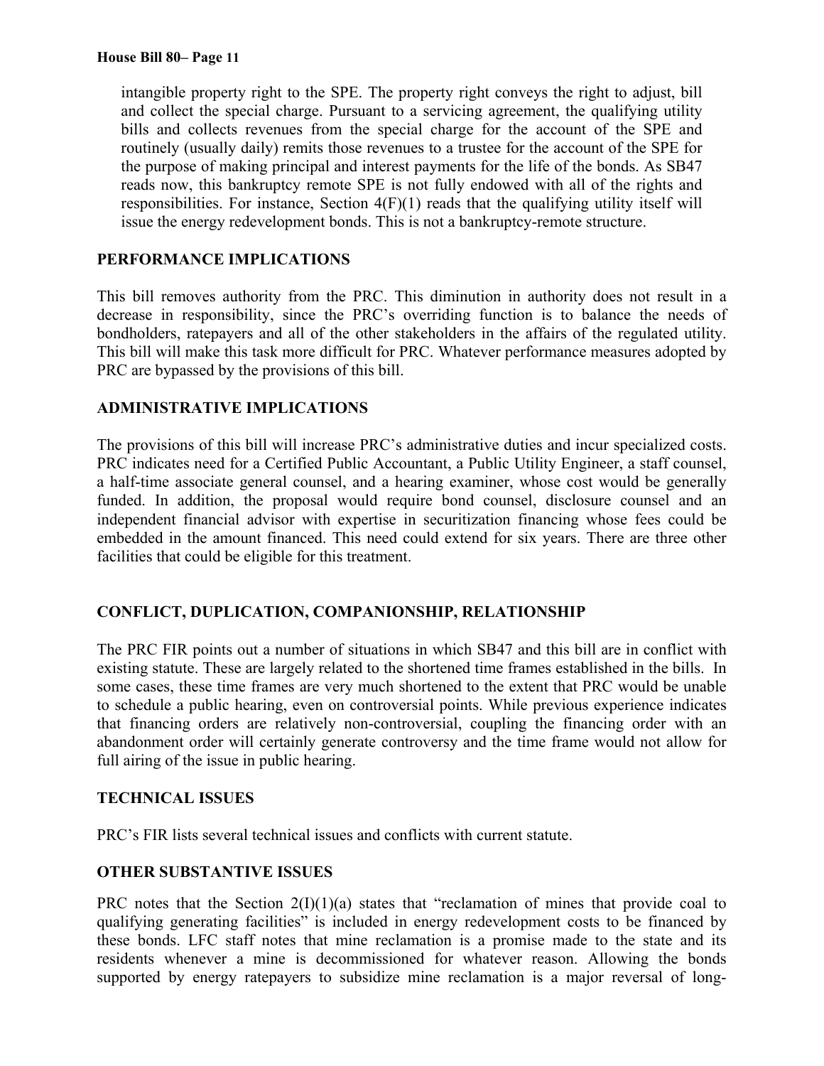intangible property right to the SPE. The property right conveys the right to adjust, bill and collect the special charge. Pursuant to a servicing agreement, the qualifying utility bills and collects revenues from the special charge for the account of the SPE and routinely (usually daily) remits those revenues to a trustee for the account of the SPE for the purpose of making principal and interest payments for the life of the bonds. As SB47 reads now, this bankruptcy remote SPE is not fully endowed with all of the rights and responsibilities. For instance, Section 4(F)(1) reads that the qualifying utility itself will issue the energy redevelopment bonds. This is not a bankruptcy-remote structure.

## PERFORMANCE IMPLICATIONS

This bill removes authority from the PRC. This diminution in authority does not result in a decrease in responsibility, since the PRC's overriding function is to balance the needs of bondholders, ratepayers and all of the other stakeholders in the affairs of the regulated utility. This bill will make this task more difficult for PRC. Whatever performance measures adopted by PRC are bypassed by the provisions of this bill.

## ADMINISTRATIVE IMPLICATIONS

The provisions of this bill will increase PRC's administrative duties and incur specialized costs. PRC indicates need for a Certified Public Accountant, a Public Utility Engineer, a staff counsel, a half-time associate general counsel, and a hearing examiner, whose cost would be generally funded. In addition, the proposal would require bond counsel, disclosure counsel and an independent financial advisor with expertise in securitization financing whose fees could be embedded in the amount financed. This need could extend for six years. There are three other facilities that could be eligible for this treatment.

## CONFLICT, DUPLICATION, COMPANIONSHIP, RELATIONSHIP

The PRC FIR points out a number of situations in which SB47 and this bill are in conflict with existing statute. These are largely related to the shortened time frames established in the bills. In some cases, these time frames are very much shortened to the extent that PRC would be unable to schedule a public hearing, even on controversial points. While previous experience indicates that financing orders are relatively non-controversial, coupling the financing order with an abandonment order will certainly generate controversy and the time frame would not allow for full airing of the issue in public hearing.

## TECHNICAL ISSUES

PRC's FIR lists several technical issues and conflicts with current statute.

## OTHER SUBSTANTIVE ISSUES

PRC notes that the Section 2(I)(1)(a) states that "reclamation of mines that provide coal to qualifying generating facilities" is included in energy redevelopment costs to be financed by these bonds. LFC staff notes that mine reclamation is a promise made to the state and its residents whenever a mine is decommissioned for whatever reason. Allowing the bonds supported by energy ratepayers to subsidize mine reclamation is a major reversal of long-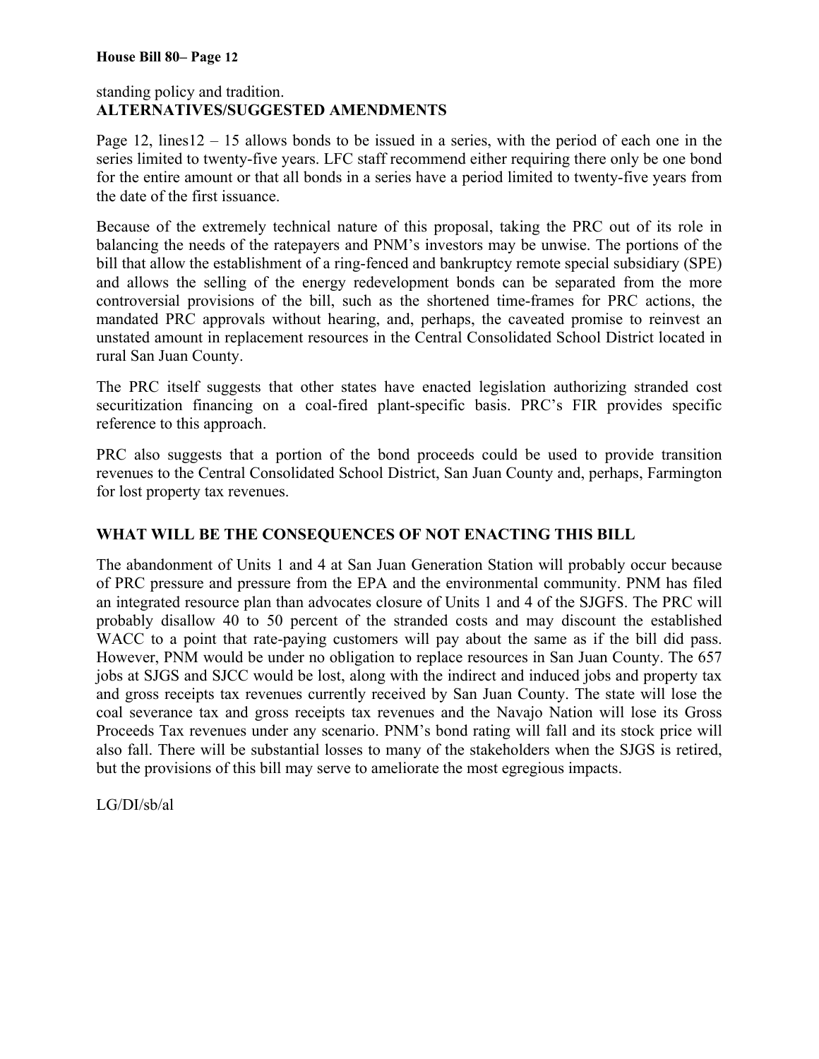standing policy and tradition.

**ALTERNATIVES/SUGGESTED AMENDMENTS**

Page 12, lines12 – 15 allows bonds to be issued in a series, with the period of each one in the series limited to twenty-five years. LFC staff recommend either requiring there only be one bond for the entire amount or that all bonds in a series have a period limited to twenty-five years from the date of the first issuance.

Because of the extremely technical nature of this proposal, taking the PRC out of its role in balancing the needs of the ratepayers and PNM's investors may be unwise. The portions of the bill that allow the establishment of a ring-fenced and bankruptcy remote special subsidiary (SPE) and allows the selling of the energy redevelopment bonds can be separated from the more controversial provisions of the bill, such as the shortened time-frames for PRC actions, the mandated PRC approvals without hearing, and, perhaps, the caveated promise to reinvest an unstated amount in replacement resources in the Central Consolidated School District located in rural San Juan County.

The PRC itself suggests that other states have enacted legislation authorizing stranded cost securitization financing on a coal-fired plant-specific basis. PRC's FIR provides specific reference to this approach.

PRC also suggests that a portion of the bond proceeds could be used to provide transition revenues to the Central Consolidated School District, San Juan County and, perhaps, Farmington for lost property tax revenues.

**WHAT WILL BE THE CONSEQUENCES OF NOT ENACTING THIS BILL**

The abandonment of Units 1 and 4 at San Juan Generation Station will probably occur because of PRC pressure and pressure from the EPA and the environmental community. PNM has filed an integrated resource plan than advocates closure of Units 1 and 4 of the SJGFS. The PRC will probably disallow 40 to 50 percent of the stranded costs and may discount the established WACC to a point that rate-paying customers will pay about the same as if the bill did pass. However, PNM would be under no obligation to replace resources in San Juan County. The 657 jobs at SJGS and SJCC would be lost, along with the indirect and induced jobs and property tax and gross receipts tax revenues currently received by San Juan County. The state will lose the coal severance tax and gross receipts tax revenues and the Navajo Nation will lose its Gross Proceeds Tax revenues under any scenario. PNM's bond rating will fall and its stock price will also fall. There will be substantial losses to many of the stakeholders when the SJGS is retired, but the provisions of this bill may serve to ameliorate the most egregious impacts.

LG/DI/sb/al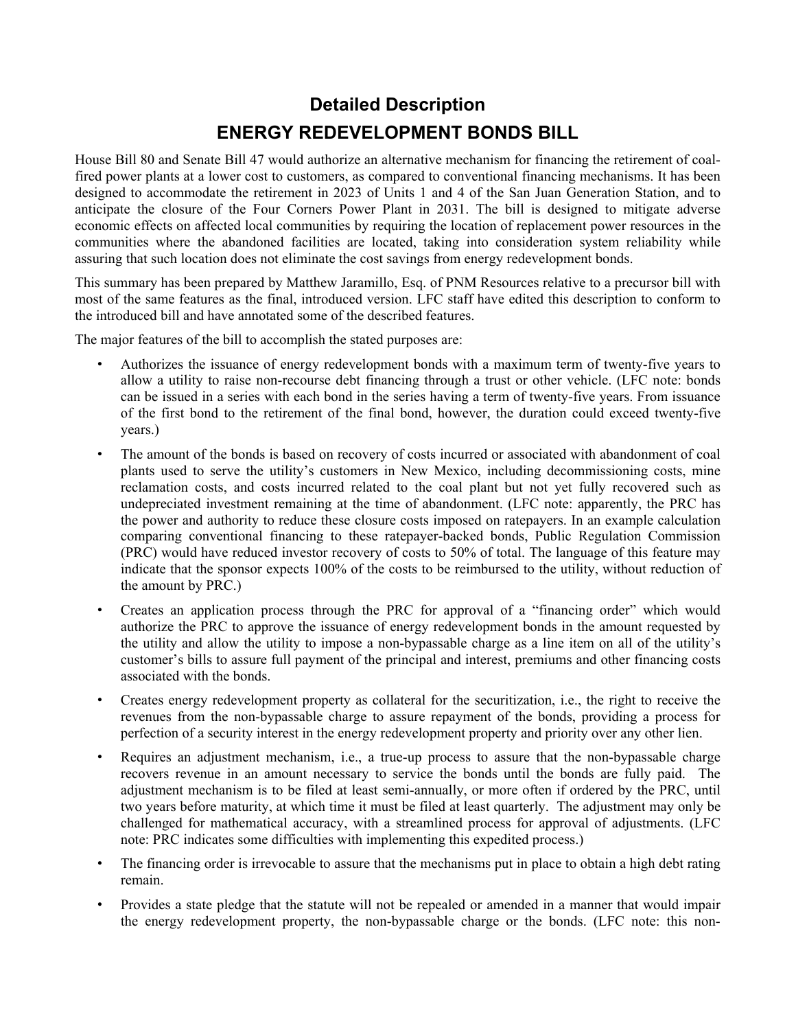# Detailed Description

## ENERGY REDEVELOPMENT BONDS BILL

House Bill 80 and Senate Bill 47 would authorize an alternative mechanism for financing the retirement of coal-fired power plants at a lower cost to customers, as compared to conventional financing mechanisms. It has been designed to accommodate the retirement in 2023 of Units 1 and 4 of the San Juan Generation Station, and to anticipate the closure of the Four Corners Power Plant in 2031. The bill is designed to mitigate adverse economic effects on affected local communities by requiring the location of replacement power resources in the communities where the abandoned facilities are located, taking into consideration system reliability while assuring that such location does not eliminate the cost savings from energy redevelopment bonds.

This summary has been prepared by Matthew Jaramillo, Esq. of PNM Resources relative to a precursor bill with most of the same features as the final, introduced version. LFC staff have edited this description to conform to the introduced bill and have annotated some of the described features.

The major features of the bill to accomplish the stated purposes are:

- Authorizes the issuance of energy redevelopment bonds with a maximum term of twenty-five years to allow a utility to raise non-recourse debt financing through a trust or other vehicle. (LFC note: bonds can be issued in a series with each bond in the series having a term of twenty-five years. From issuance of the first bond to the retirement of the final bond, however, the duration could exceed twenty-five years.)
- The amount of the bonds is based on recovery of costs incurred or associated with abandonment of coal plants used to serve the utility's customers in New Mexico, including decommissioning costs, mine reclamation costs, and costs incurred related to the coal plant but not yet fully recovered such as undepreciated investment remaining at the time of abandonment. (LFC note: apparently, the PRC has the power and authority to reduce these closure costs imposed on ratepayers. In an example calculation comparing conventional financing to these ratepayer-backed bonds, Public Regulation Commission (PRC) would have reduced investor recovery of costs to 50% of total. The language of this feature may indicate that the sponsor expects 100% of the costs to be reimbursed to the utility, without reduction of the amount by PRC.)
- Creates an application process through the PRC for approval of a "financing order" which would authorize the PRC to approve the issuance of energy redevelopment bonds in the amount requested by the utility and allow the utility to impose a non-bypassable charge as a line item on all of the utility's customer's bills to assure full payment of the principal and interest, premiums and other financing costs associated with the bonds.
- Creates energy redevelopment property as collateral for the securitization, i.e., the right to receive the revenues from the non-bypassable charge to assure repayment of the bonds, providing a process for perfection of a security interest in the energy redevelopment property and priority over any other lien.
- Requires an adjustment mechanism, i.e., a true-up process to assure that the non-bypassable charge recovers revenue in an amount necessary to service the bonds until the bonds are fully paid. The adjustment mechanism is to be filed at least semi-annually, or more often if ordered by the PRC, until two years before maturity, at which time it must be filed at least quarterly. The adjustment may only be challenged for mathematical accuracy, with a streamlined process for approval of adjustments. (LFC note: PRC indicates some difficulties with implementing this expedited process.)
- The financing order is irrevocable to assure that the mechanisms put in place to obtain a high debt rating remain.
- Provides a state pledge that the statute will not be repealed or amended in a manner that would impair the energy redevelopment property, the non-bypassable charge or the bonds. (LFC note: this non-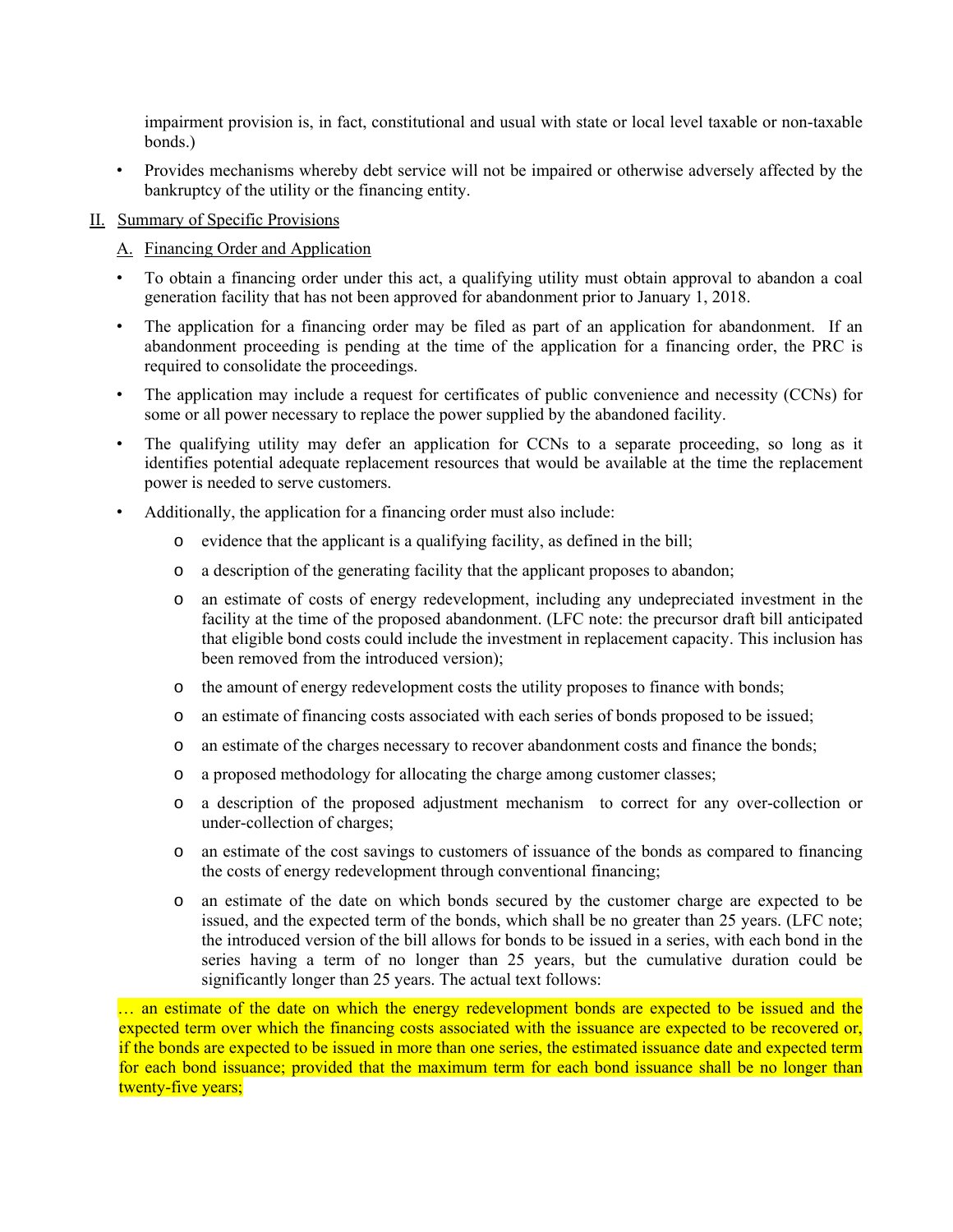impairment provision is, in fact, constitutional and usual with state or local level taxable or non-taxable bonds.)

- Provides mechanisms whereby debt service will not be impaired or otherwise adversely affected by the bankruptcy of the utility or the financing entity.

## II. Summary of Specific Provisions

### A. Financing Order and Application

- To obtain a financing order under this act, a qualifying utility must obtain approval to abandon a coal generation facility that has not been approved for abandonment prior to January 1, 2018.
- The application for a financing order may be filed as part of an application for abandonment. If an abandonment proceeding is pending at the time of the application for a financing order, the PRC is required to consolidate the proceedings.
- The application may include a request for certificates of public convenience and necessity (CCNs) for some or all power necessary to replace the power supplied by the abandoned facility.
- The qualifying utility may defer an application for CCNs to a separate proceeding, so long as it identifies potential adequate replacement resources that would be available at the time the replacement power is needed to serve customers.
- Additionally, the application for a financing order must also include:
  - evidence that the applicant is a qualifying facility, as defined in the bill;
  - a description of the generating facility that the applicant proposes to abandon;
  - an estimate of costs of energy redevelopment, including any undepreciated investment in the facility at the time of the proposed abandonment. (LFC note: the precursor draft bill anticipated that eligible bond costs could include the investment in replacement capacity. This inclusion has been removed from the introduced version);
  - the amount of energy redevelopment costs the utility proposes to finance with bonds;
  - an estimate of financing costs associated with each series of bonds proposed to be issued;
  - an estimate of the charges necessary to recover abandonment costs and finance the bonds;
  - a proposed methodology for allocating the charge among customer classes;
  - a description of the proposed adjustment mechanism to correct for any over-collection or under-collection of charges;
  - an estimate of the cost savings to customers of issuance of the bonds as compared to financing the costs of energy redevelopment through conventional financing;
  - an estimate of the date on which bonds secured by the customer charge are expected to be issued, and the expected term of the bonds, which shall be no greater than 25 years. (LFC note; the introduced version of the bill allows for bonds to be issued in a series, with each bond in the series having a term of no longer than 25 years, but the cumulative duration could be significantly longer than 25 years. The actual text follows:

… an estimate of the date on which the energy redevelopment bonds are expected to be issued and the expected term over which the financing costs associated with the issuance are expected to be recovered or, if the bonds are expected to be issued in more than one series, the estimated issuance date and expected term for each bond issuance; provided that the maximum term for each bond issuance shall be no longer than twenty-five years;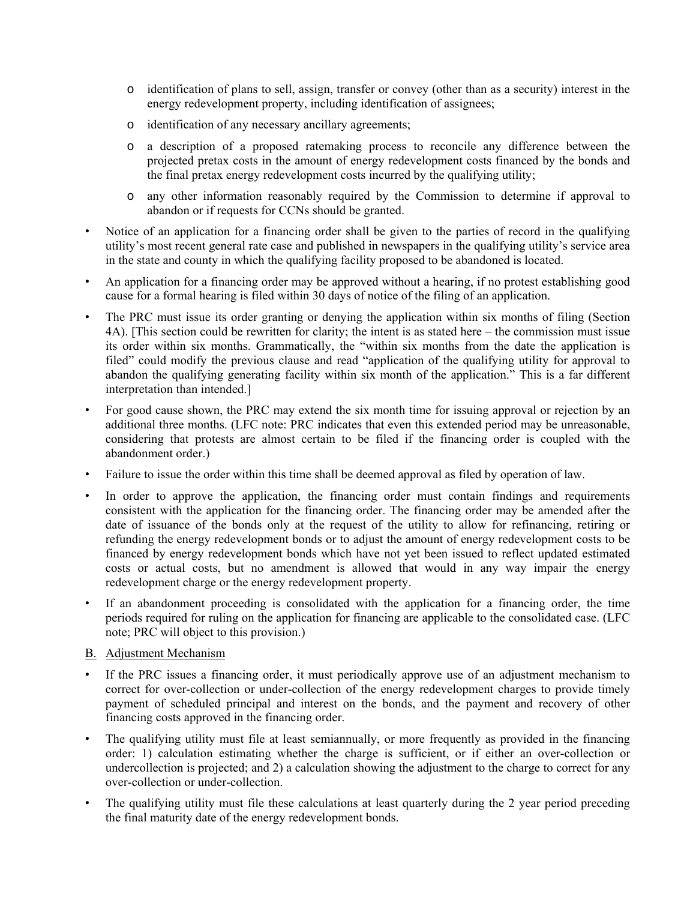- identification of plans to sell, assign, transfer or convey (other than as a security) interest in the energy redevelopment property, including identification of assignees;
  - identification of any necessary ancillary agreements;
  - a description of a proposed ratemaking process to reconcile any difference between the projected pretax costs in the amount of energy redevelopment costs financed by the bonds and the final pretax energy redevelopment costs incurred by the qualifying utility;
  - any other information reasonably required by the Commission to determine if approval to abandon or if requests for CCNs should be granted.

- Notice of an application for a financing order shall be given to the parties of record in the qualifying utility's most recent general rate case and published in newspapers in the qualifying utility's service area in the state and county in which the qualifying facility proposed to be abandoned is located.
- An application for a financing order may be approved without a hearing, if no protest establishing good cause for a formal hearing is filed within 30 days of notice of the filing of an application.
- The PRC must issue its order granting or denying the application within six months of filing (Section 4A). [This section could be rewritten for clarity; the intent is as stated here – the commission must issue its order within six months. Grammatically, the "within six months from the date the application is filed" could modify the previous clause and read "application of the qualifying utility for approval to abandon the qualifying generating facility within six month of the application." This is a far different interpretation than intended.]
- For good cause shown, the PRC may extend the six month time for issuing approval or rejection by an additional three months. (LFC note: PRC indicates that even this extended period may be unreasonable, considering that protests are almost certain to be filed if the financing order is coupled with the abandonment order.)
- Failure to issue the order within this time shall be deemed approval as filed by operation of law.
- In order to approve the application, the financing order must contain findings and requirements consistent with the application for the financing order. The financing order may be amended after the date of issuance of the bonds only at the request of the utility to allow for refinancing, retiring or refunding the energy redevelopment bonds or to adjust the amount of energy redevelopment costs to be financed by energy redevelopment bonds which have not yet been issued to reflect updated estimated costs or actual costs, but no amendment is allowed that would in any way impair the energy redevelopment charge or the energy redevelopment property.
- If an abandonment proceeding is consolidated with the application for a financing order, the time periods required for ruling on the application for financing are applicable to the consolidated case. (LFC note; PRC will object to this provision.)

B. Adjustment Mechanism

- If the PRC issues a financing order, it must periodically approve use of an adjustment mechanism to correct for over-collection or under-collection of the energy redevelopment charges to provide timely payment of scheduled principal and interest on the bonds, and the payment and recovery of other financing costs approved in the financing order.
- The qualifying utility must file at least semiannually, or more frequently as provided in the financing order: 1) calculation estimating whether the charge is sufficient, or if either an over-collection or undercollection is projected; and 2) a calculation showing the adjustment to the charge to correct for any over-collection or under-collection.
- The qualifying utility must file these calculations at least quarterly during the 2 year period preceding the final maturity date of the energy redevelopment bonds.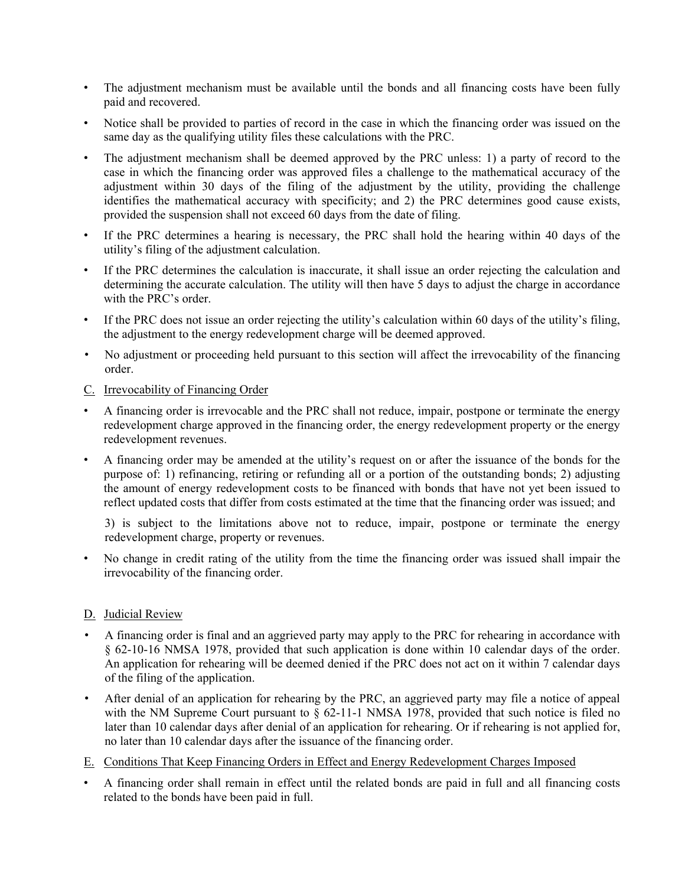- The adjustment mechanism must be available until the bonds and all financing costs have been fully paid and recovered.
- Notice shall be provided to parties of record in the case in which the financing order was issued on the same day as the qualifying utility files these calculations with the PRC.
- The adjustment mechanism shall be deemed approved by the PRC unless: 1) a party of record to the case in which the financing order was approved files a challenge to the mathematical accuracy of the adjustment within 30 days of the filing of the adjustment by the utility, providing the challenge identifies the mathematical accuracy with specificity; and 2) the PRC determines good cause exists, provided the suspension shall not exceed 60 days from the date of filing.
- If the PRC determines a hearing is necessary, the PRC shall hold the hearing within 40 days of the utility's filing of the adjustment calculation.
- If the PRC determines the calculation is inaccurate, it shall issue an order rejecting the calculation and determining the accurate calculation. The utility will then have 5 days to adjust the charge in accordance with the PRC's order.
- If the PRC does not issue an order rejecting the utility's calculation within 60 days of the utility's filing, the adjustment to the energy redevelopment charge will be deemed approved.
- No adjustment or proceeding held pursuant to this section will affect the irrevocability of the financing order.

C. Irrevocability of Financing Order

- A financing order is irrevocable and the PRC shall not reduce, impair, postpone or terminate the energy redevelopment charge approved in the financing order, the energy redevelopment property or the energy redevelopment revenues.
- A financing order may be amended at the utility's request on or after the issuance of the bonds for the purpose of: 1) refinancing, retiring or refunding all or a portion of the outstanding bonds; 2) adjusting the amount of energy redevelopment costs to be financed with bonds that have not yet been issued to reflect updated costs that differ from costs estimated at the time that the financing order was issued; and

  3) is subject to the limitations above not to reduce, impair, postpone or terminate the energy redevelopment charge, property or revenues.
- No change in credit rating of the utility from the time the financing order was issued shall impair the irrevocability of the financing order.

D. Judicial Review

- A financing order is final and an aggrieved party may apply to the PRC for rehearing in accordance with § 62-10-16 NMSA 1978, provided that such application is done within 10 calendar days of the order. An application for rehearing will be deemed denied if the PRC does not act on it within 7 calendar days of the filing of the application.
- After denial of an application for rehearing by the PRC, an aggrieved party may file a notice of appeal with the NM Supreme Court pursuant to § 62-11-1 NMSA 1978, provided that such notice is filed no later than 10 calendar days after denial of an application for rehearing. Or if rehearing is not applied for, no later than 10 calendar days after the issuance of the financing order.

E. Conditions That Keep Financing Orders in Effect and Energy Redevelopment Charges Imposed

- A financing order shall remain in effect until the related bonds are paid in full and all financing costs related to the bonds have been paid in full.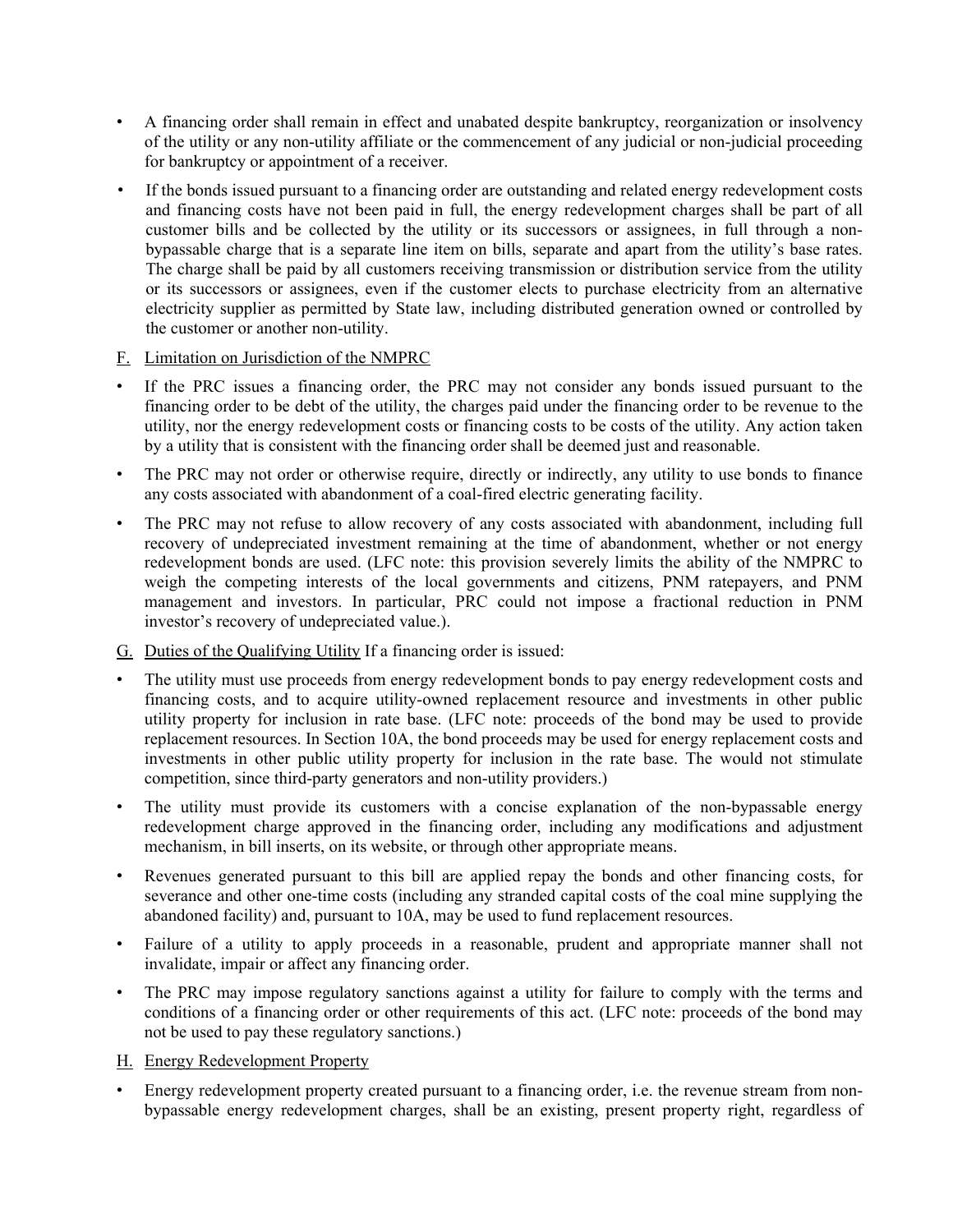- A financing order shall remain in effect and unabated despite bankruptcy, reorganization or insolvency of the utility or any non-utility affiliate or the commencement of any judicial or non-judicial proceeding for bankruptcy or appointment of a receiver.
- If the bonds issued pursuant to a financing order are outstanding and related energy redevelopment costs and financing costs have not been paid in full, the energy redevelopment charges shall be part of all customer bills and be collected by the utility or its successors or assignees, in full through a non-bypassable charge that is a separate line item on bills, separate and apart from the utility's base rates. The charge shall be paid by all customers receiving transmission or distribution service from the utility or its successors or assignees, even if the customer elects to purchase electricity from an alternative electricity supplier as permitted by State law, including distributed generation owned or controlled by the customer or another non-utility.

F. <u>Limitation on Jurisdiction of the NMPRC</u>

- If the PRC issues a financing order, the PRC may not consider any bonds issued pursuant to the financing order to be debt of the utility, the charges paid under the financing order to be revenue to the utility, nor the energy redevelopment costs or financing costs to be costs of the utility. Any action taken by a utility that is consistent with the financing order shall be deemed just and reasonable.
- The PRC may not order or otherwise require, directly or indirectly, any utility to use bonds to finance any costs associated with abandonment of a coal-fired electric generating facility.
- The PRC may not refuse to allow recovery of any costs associated with abandonment, including full recovery of undepreciated investment remaining at the time of abandonment, whether or not energy redevelopment bonds are used. (LFC note: this provision severely limits the ability of the NMPRC to weigh the competing interests of the local governments and citizens, PNM ratepayers, and PNM management and investors. In particular, PRC could not impose a fractional reduction in PNM investor's recovery of undepreciated value.).

G. <u>Duties of the Qualifying Utility</u> If a financing order is issued:

- The utility must use proceeds from energy redevelopment bonds to pay energy redevelopment costs and financing costs, and to acquire utility-owned replacement resource and investments in other public utility property for inclusion in rate base. (LFC note: proceeds of the bond may be used to provide replacement resources. In Section 10A, the bond proceeds may be used for energy replacement costs and investments in other public utility property for inclusion in the rate base. The would not stimulate competition, since third-party generators and non-utility providers.)
- The utility must provide its customers with a concise explanation of the non-bypassable energy redevelopment charge approved in the financing order, including any modifications and adjustment mechanism, in bill inserts, on its website, or through other appropriate means.
- Revenues generated pursuant to this bill are applied repay the bonds and other financing costs, for severance and other one-time costs (including any stranded capital costs of the coal mine supplying the abandoned facility) and, pursuant to 10A, may be used to fund replacement resources.
- Failure of a utility to apply proceeds in a reasonable, prudent and appropriate manner shall not invalidate, impair or affect any financing order.
- The PRC may impose regulatory sanctions against a utility for failure to comply with the terms and conditions of a financing order or other requirements of this act. (LFC note: proceeds of the bond may not be used to pay these regulatory sanctions.)

H. <u>Energy Redevelopment Property</u>

- Energy redevelopment property created pursuant to a financing order, i.e. the revenue stream from non-bypassable energy redevelopment charges, shall be an existing, present property right, regardless of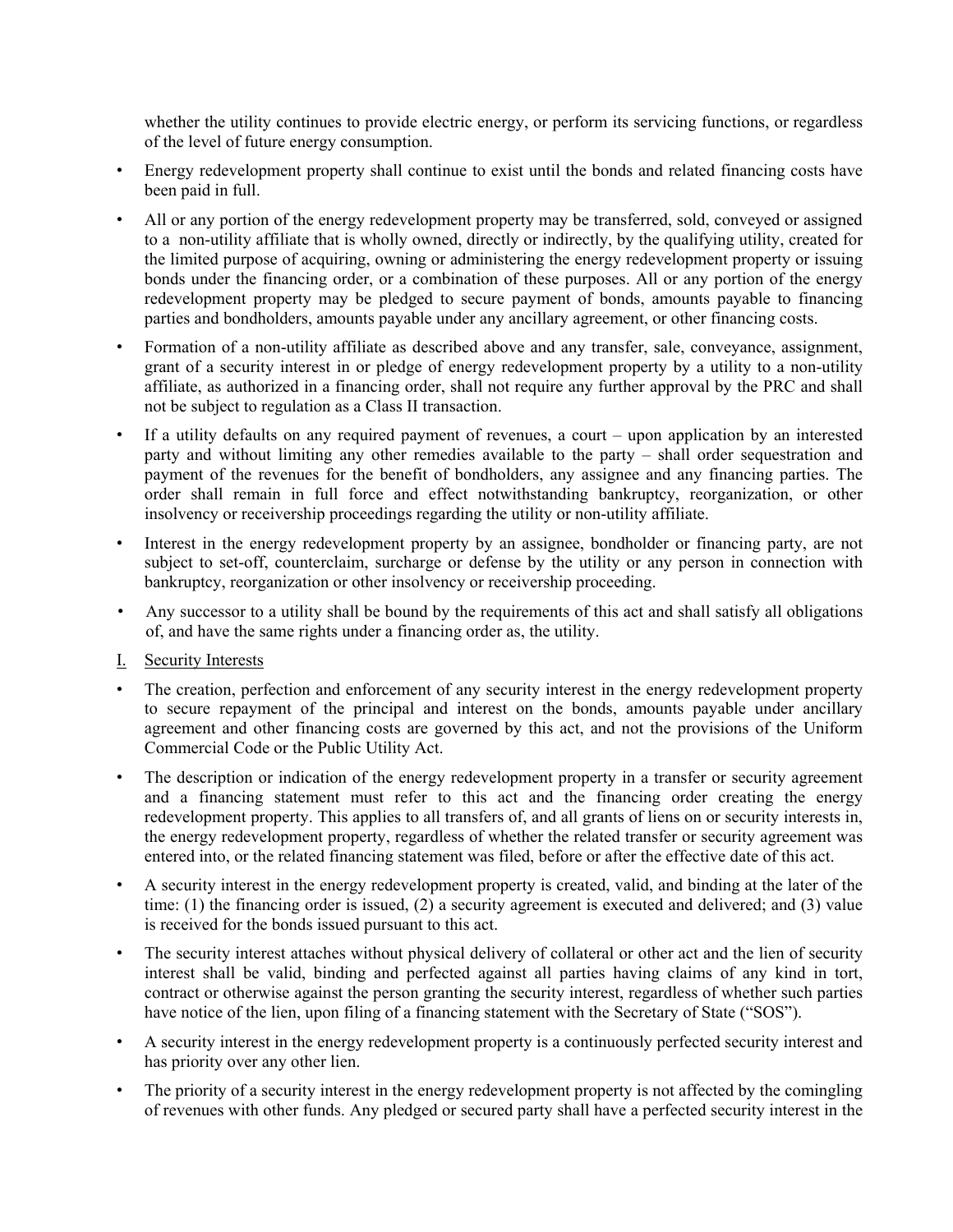whether the utility continues to provide electric energy, or perform its servicing functions, or regardless of the level of future energy consumption.

- Energy redevelopment property shall continue to exist until the bonds and related financing costs have been paid in full.
- All or any portion of the energy redevelopment property may be transferred, sold, conveyed or assigned to a non-utility affiliate that is wholly owned, directly or indirectly, by the qualifying utility, created for the limited purpose of acquiring, owning or administering the energy redevelopment property or issuing bonds under the financing order, or a combination of these purposes. All or any portion of the energy redevelopment property may be pledged to secure payment of bonds, amounts payable to financing parties and bondholders, amounts payable under any ancillary agreement, or other financing costs.
- Formation of a non-utility affiliate as described above and any transfer, sale, conveyance, assignment, grant of a security interest in or pledge of energy redevelopment property by a utility to a non-utility affiliate, as authorized in a financing order, shall not require any further approval by the PRC and shall not be subject to regulation as a Class II transaction.
- If a utility defaults on any required payment of revenues, a court – upon application by an interested party and without limiting any other remedies available to the party – shall order sequestration and payment of the revenues for the benefit of bondholders, any assignee and any financing parties. The order shall remain in full force and effect notwithstanding bankruptcy, reorganization, or other insolvency or receivership proceedings regarding the utility or non-utility affiliate.
- Interest in the energy redevelopment property by an assignee, bondholder or financing party, are not subject to set-off, counterclaim, surcharge or defense by the utility or any person in connection with bankruptcy, reorganization or other insolvency or receivership proceeding.
- Any successor to a utility shall be bound by the requirements of this act and shall satisfy all obligations of, and have the same rights under a financing order as, the utility.

I. Security Interests

- The creation, perfection and enforcement of any security interest in the energy redevelopment property to secure repayment of the principal and interest on the bonds, amounts payable under ancillary agreement and other financing costs are governed by this act, and not the provisions of the Uniform Commercial Code or the Public Utility Act.
- The description or indication of the energy redevelopment property in a transfer or security agreement and a financing statement must refer to this act and the financing order creating the energy redevelopment property. This applies to all transfers of, and all grants of liens on or security interests in, the energy redevelopment property, regardless of whether the related transfer or security agreement was entered into, or the related financing statement was filed, before or after the effective date of this act.
- A security interest in the energy redevelopment property is created, valid, and binding at the later of the time: (1) the financing order is issued, (2) a security agreement is executed and delivered; and (3) value is received for the bonds issued pursuant to this act.
- The security interest attaches without physical delivery of collateral or other act and the lien of security interest shall be valid, binding and perfected against all parties having claims of any kind in tort, contract or otherwise against the person granting the security interest, regardless of whether such parties have notice of the lien, upon filing of a financing statement with the Secretary of State ("SOS").
- A security interest in the energy redevelopment property is a continuously perfected security interest and has priority over any other lien.
- The priority of a security interest in the energy redevelopment property is not affected by the comingling of revenues with other funds. Any pledged or secured party shall have a perfected security interest in the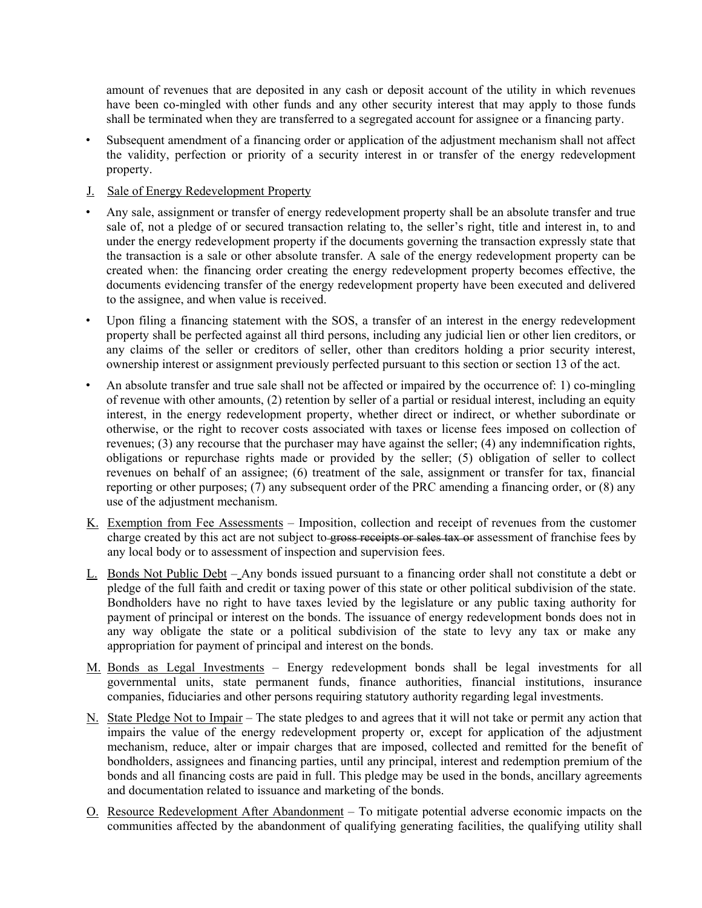amount of revenues that are deposited in any cash or deposit account of the utility in which revenues have been co-mingled with other funds and any other security interest that may apply to those funds shall be terminated when they are transferred to a segregated account for assignee or a financing party.

- Subsequent amendment of a financing order or application of the adjustment mechanism shall not affect the validity, perfection or priority of a security interest in or transfer of the energy redevelopment property.

J. Sale of Energy Redevelopment Property

- Any sale, assignment or transfer of energy redevelopment property shall be an absolute transfer and true sale of, not a pledge of or secured transaction relating to, the seller's right, title and interest in, to and under the energy redevelopment property if the documents governing the transaction expressly state that the transaction is a sale or other absolute transfer. A sale of the energy redevelopment property can be created when: the financing order creating the energy redevelopment property becomes effective, the documents evidencing transfer of the energy redevelopment property have been executed and delivered to the assignee, and when value is received.
- Upon filing a financing statement with the SOS, a transfer of an interest in the energy redevelopment property shall be perfected against all third persons, including any judicial lien or other lien creditors, or any claims of the seller or creditors of seller, other than creditors holding a prior security interest, ownership interest or assignment previously perfected pursuant to this section or section 13 of the act.
- An absolute transfer and true sale shall not be affected or impaired by the occurrence of: 1) co-mingling of revenue with other amounts, (2) retention by seller of a partial or residual interest, including an equity interest, in the energy redevelopment property, whether direct or indirect, or whether subordinate or otherwise, or the right to recover costs associated with taxes or license fees imposed on collection of revenues; (3) any recourse that the purchaser may have against the seller; (4) any indemnification rights, obligations or repurchase rights made or provided by the seller; (5) obligation of seller to collect revenues on behalf of an assignee; (6) treatment of the sale, assignment or transfer for tax, financial reporting or other purposes; (7) any subsequent order of the PRC amending a financing order, or (8) any use of the adjustment mechanism.

K. Exemption from Fee Assessments – Imposition, collection and receipt of revenues from the customer charge created by this act are not subject to ~~gross receipts or sales tax or~~ assessment of franchise fees by any local body or to assessment of inspection and supervision fees.

L. Bonds Not Public Debt – Any bonds issued pursuant to a financing order shall not constitute a debt or pledge of the full faith and credit or taxing power of this state or other political subdivision of the state. Bondholders have no right to have taxes levied by the legislature or any public taxing authority for payment of principal or interest on the bonds. The issuance of energy redevelopment bonds does not in any way obligate the state or a political subdivision of the state to levy any tax or make any appropriation for payment of principal and interest on the bonds.

M. Bonds as Legal Investments – Energy redevelopment bonds shall be legal investments for all governmental units, state permanent funds, finance authorities, financial institutions, insurance companies, fiduciaries and other persons requiring statutory authority regarding legal investments.

N. State Pledge Not to Impair – The state pledges to and agrees that it will not take or permit any action that impairs the value of the energy redevelopment property or, except for application of the adjustment mechanism, reduce, alter or impair charges that are imposed, collected and remitted for the benefit of bondholders, assignees and financing parties, until any principal, interest and redemption premium of the bonds and all financing costs are paid in full. This pledge may be used in the bonds, ancillary agreements and documentation related to issuance and marketing of the bonds.

O. Resource Redevelopment After Abandonment – To mitigate potential adverse economic impacts on the communities affected by the abandonment of qualifying generating facilities, the qualifying utility shall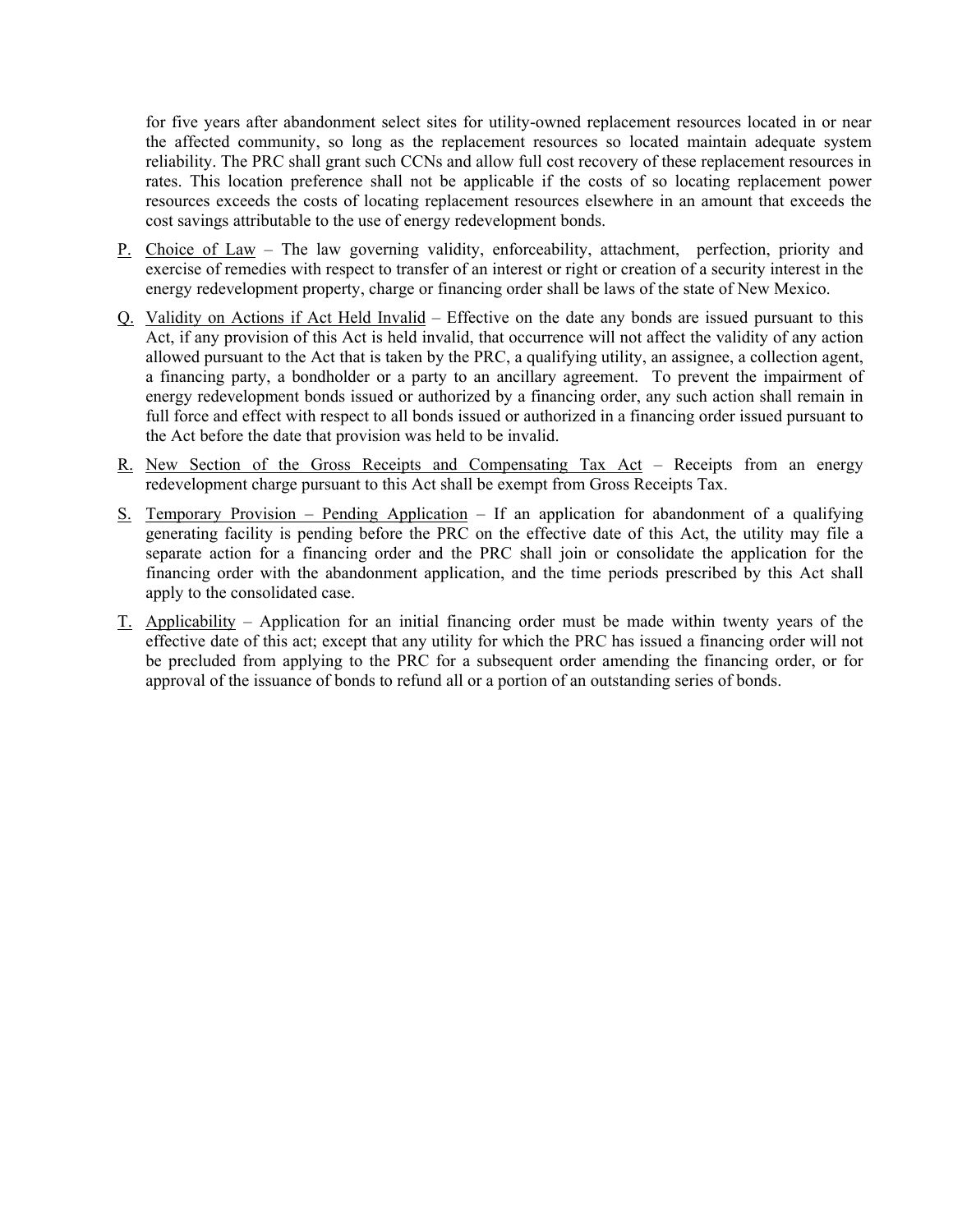for five years after abandonment select sites for utility-owned replacement resources located in or near the affected community, so long as the replacement resources so located maintain adequate system reliability. The PRC shall grant such CCNs and allow full cost recovery of these replacement resources in rates. This location preference shall not be applicable if the costs of so locating replacement power resources exceeds the costs of locating replacement resources elsewhere in an amount that exceeds the cost savings attributable to the use of energy redevelopment bonds.

P. Choice of Law – The law governing validity, enforceability, attachment, perfection, priority and exercise of remedies with respect to transfer of an interest or right or creation of a security interest in the energy redevelopment property, charge or financing order shall be laws of the state of New Mexico.

Q. Validity on Actions if Act Held Invalid – Effective on the date any bonds are issued pursuant to this Act, if any provision of this Act is held invalid, that occurrence will not affect the validity of any action allowed pursuant to the Act that is taken by the PRC, a qualifying utility, an assignee, a collection agent, a financing party, a bondholder or a party to an ancillary agreement. To prevent the impairment of energy redevelopment bonds issued or authorized by a financing order, any such action shall remain in full force and effect with respect to all bonds issued or authorized in a financing order issued pursuant to the Act before the date that provision was held to be invalid.

R. New Section of the Gross Receipts and Compensating Tax Act – Receipts from an energy redevelopment charge pursuant to this Act shall be exempt from Gross Receipts Tax.

S. Temporary Provision – Pending Application – If an application for abandonment of a qualifying generating facility is pending before the PRC on the effective date of this Act, the utility may file a separate action for a financing order and the PRC shall join or consolidate the application for the financing order with the abandonment application, and the time periods prescribed by this Act shall apply to the consolidated case.

T. Applicability – Application for an initial financing order must be made within twenty years of the effective date of this act; except that any utility for which the PRC has issued a financing order will not be precluded from applying to the PRC for a subsequent order amending the financing order, or for approval of the issuance of bonds to refund all or a portion of an outstanding series of bonds.